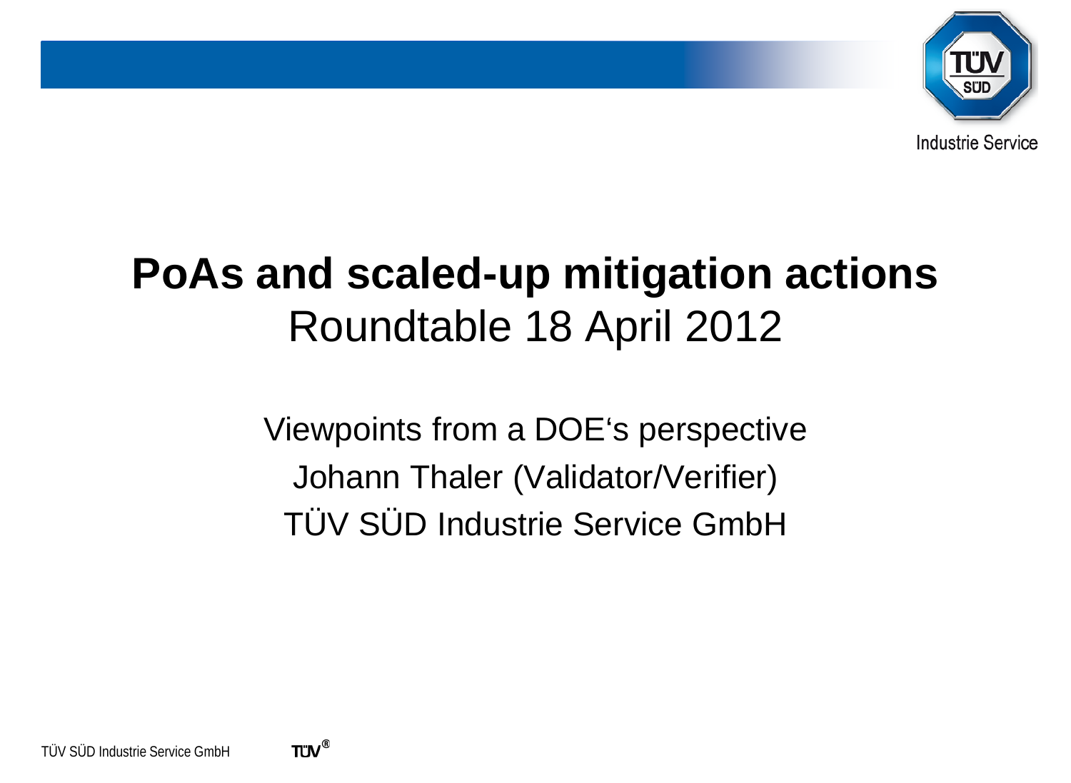# PoAs and scaled-up mitigation actions

Roundtable 18 April 2012

Viewpoints from a DOE‘s perspective

Johann Thaler (Validator/Verifier)

TÜV SÜD Industrie Service GmbH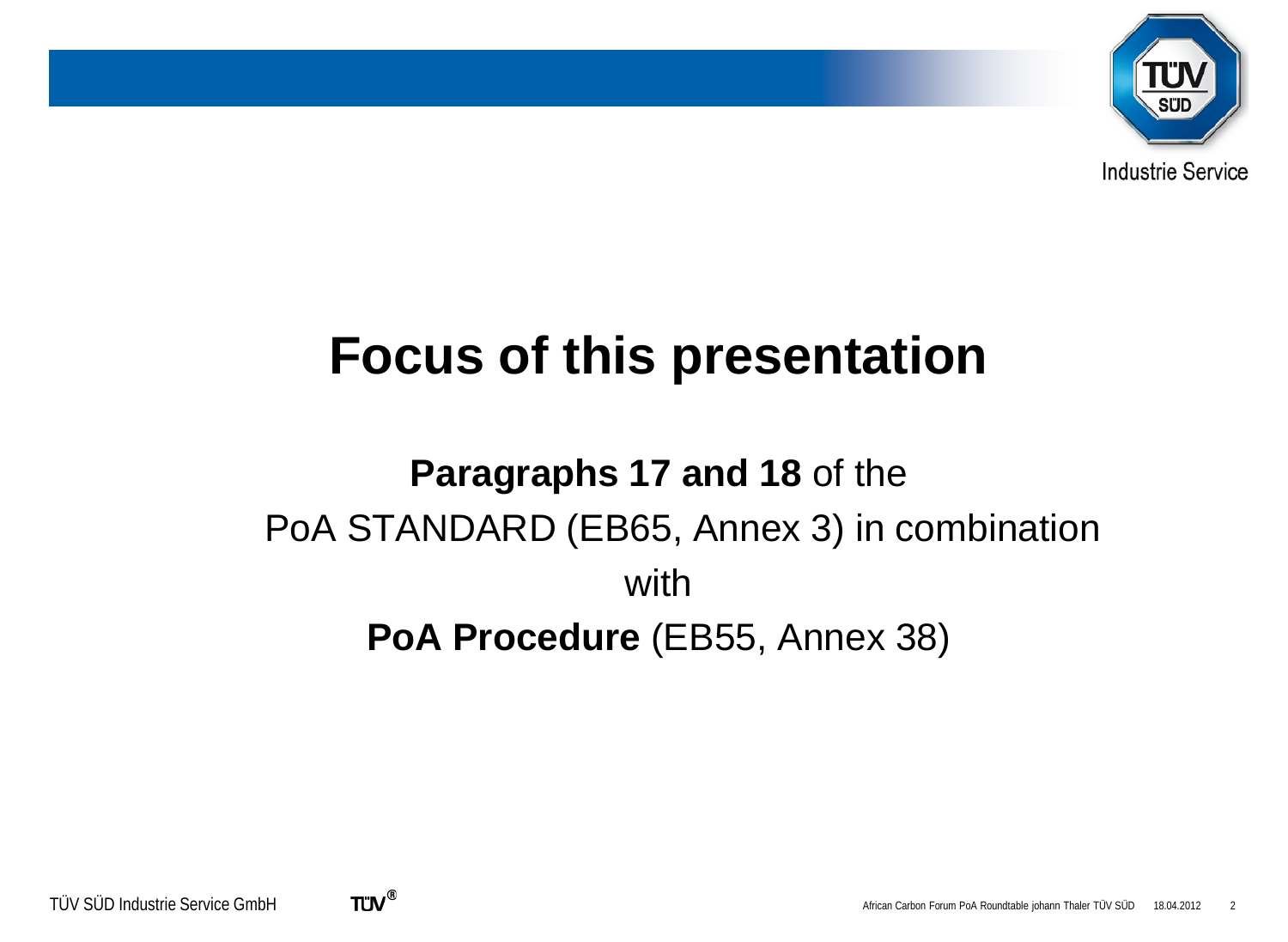# Focus of this presentation

**Paragraphs 17 and 18** of the PoA STANDARD (EB65, Annex 3) in combination with **PoA Procedure** (EB55, Annex 38)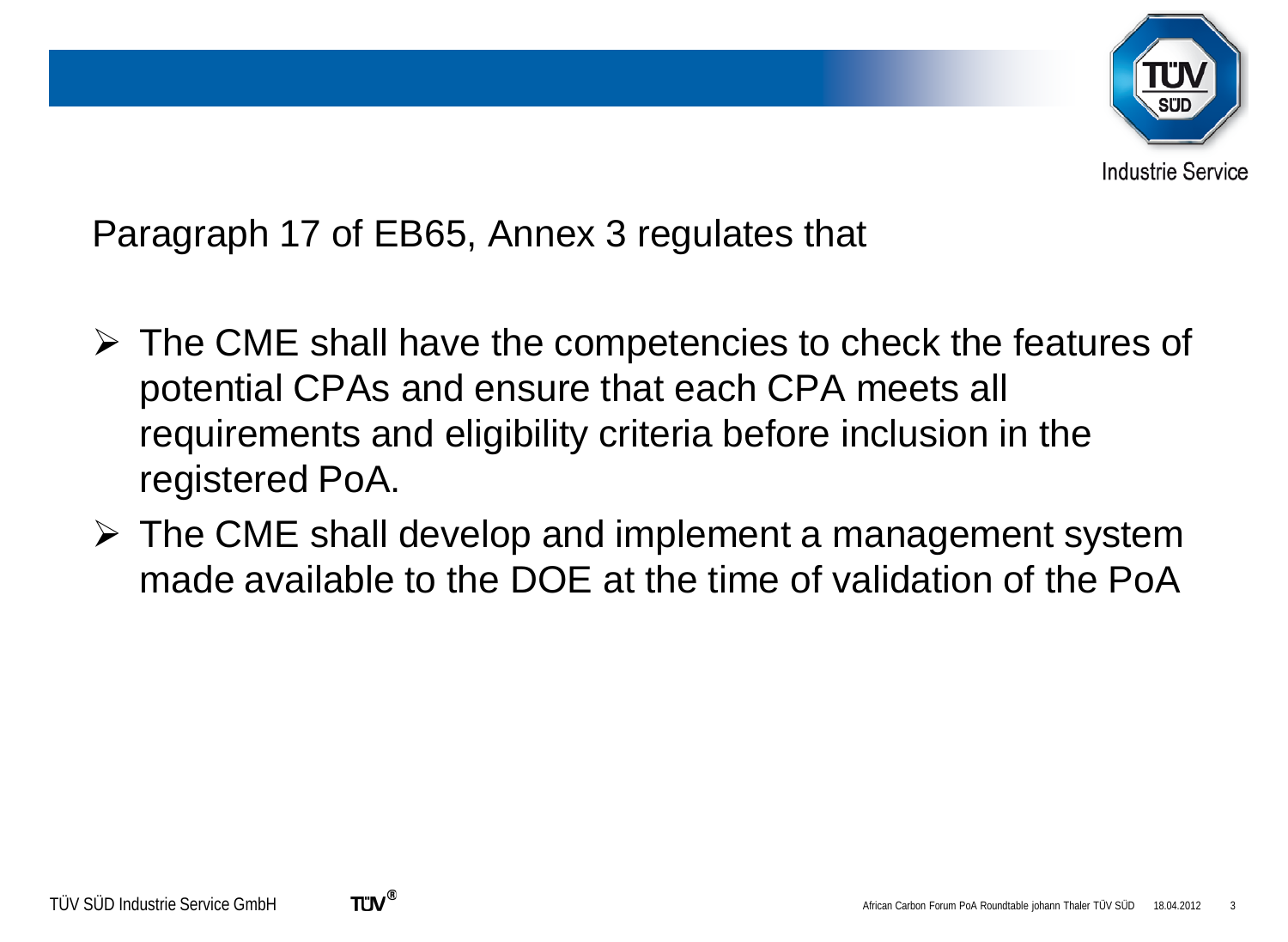Paragraph 17 of EB65, Annex 3 regulates that

- The CME shall have the competencies to check the features of potential CPAs and ensure that each CPA meets all requirements and eligibility criteria before inclusion in the registered PoA.
- The CME shall develop and implement a management system made available to the DOE at the time of validation of the PoA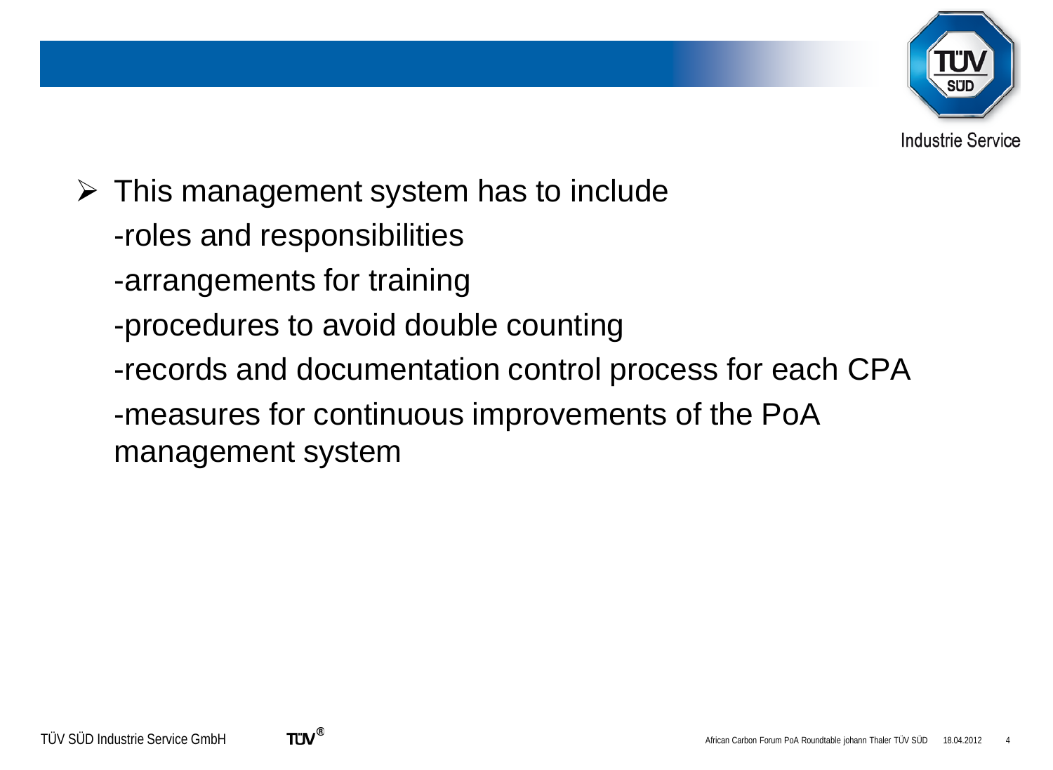- This management system has to include

  -roles and responsibilities

  -arrangements for training

  -procedures to avoid double counting

  -records and documentation control process for each CPA

  -measures for continuous improvements of the PoA management system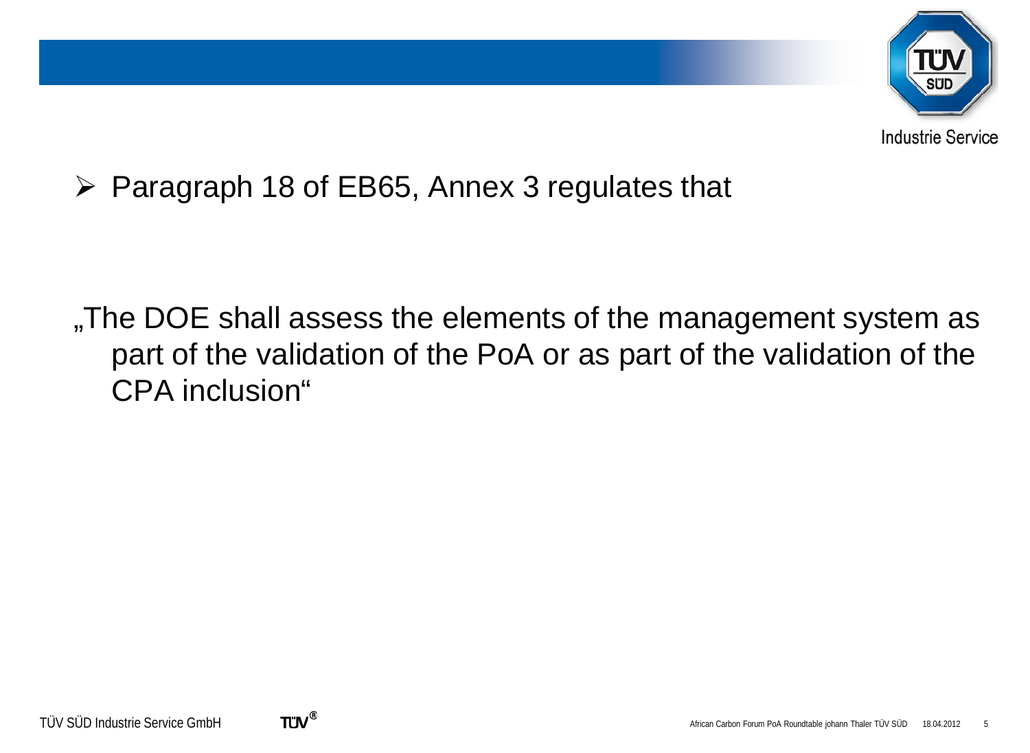- Paragraph 18 of EB65, Annex 3 regulates that

„The DOE shall assess the elements of the management system as part of the validation of the PoA or as part of the validation of the CPA inclusion“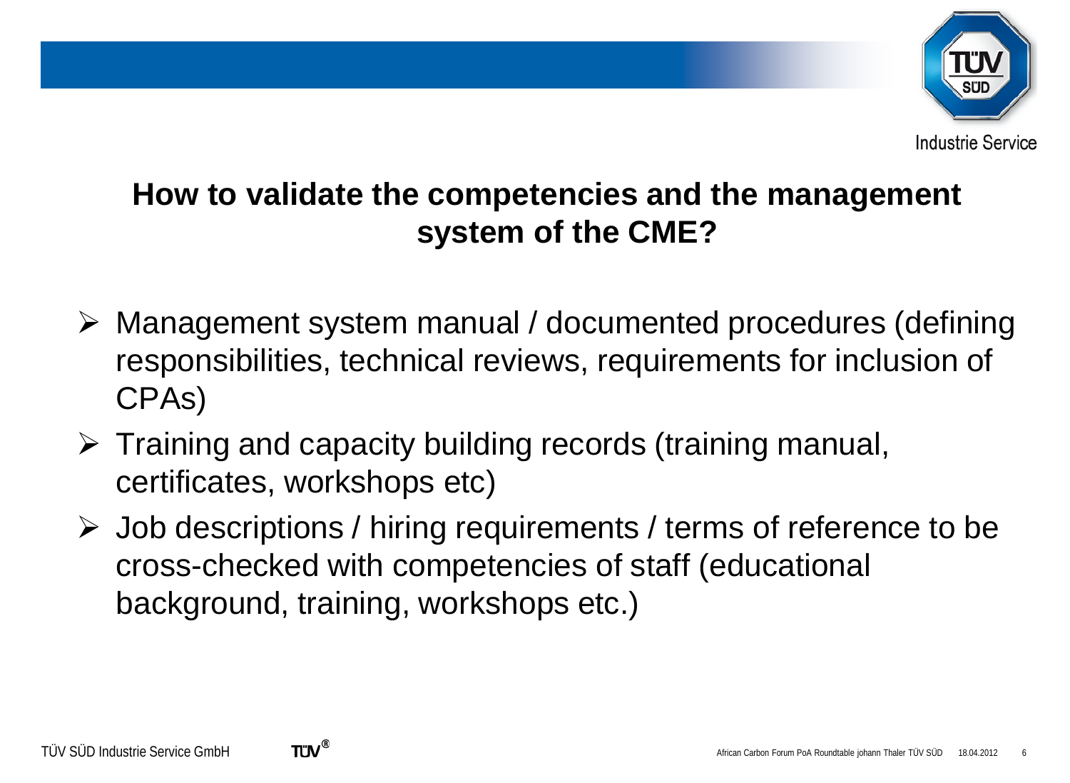## How to validate the competencies and the management system of the CME?

- Management system manual / documented procedures (defining responsibilities, technical reviews, requirements for inclusion of CPAs)
- Training and capacity building records (training manual, certificates, workshops etc)
- Job descriptions / hiring requirements / terms of reference to be cross-checked with competencies of staff (educational background, training, workshops etc.)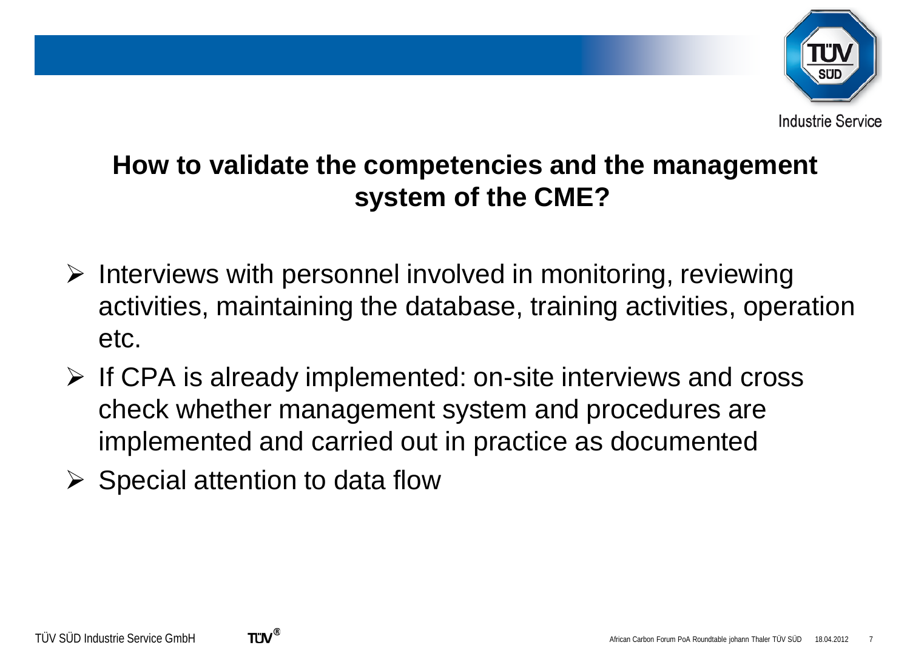## How to validate the competencies and the management system of the CME?

- Interviews with personnel involved in monitoring, reviewing activities, maintaining the database, training activities, operation etc.
- If CPA is already implemented: on-site interviews and cross check whether management system and procedures are implemented and carried out in practice as documented
- Special attention to data flow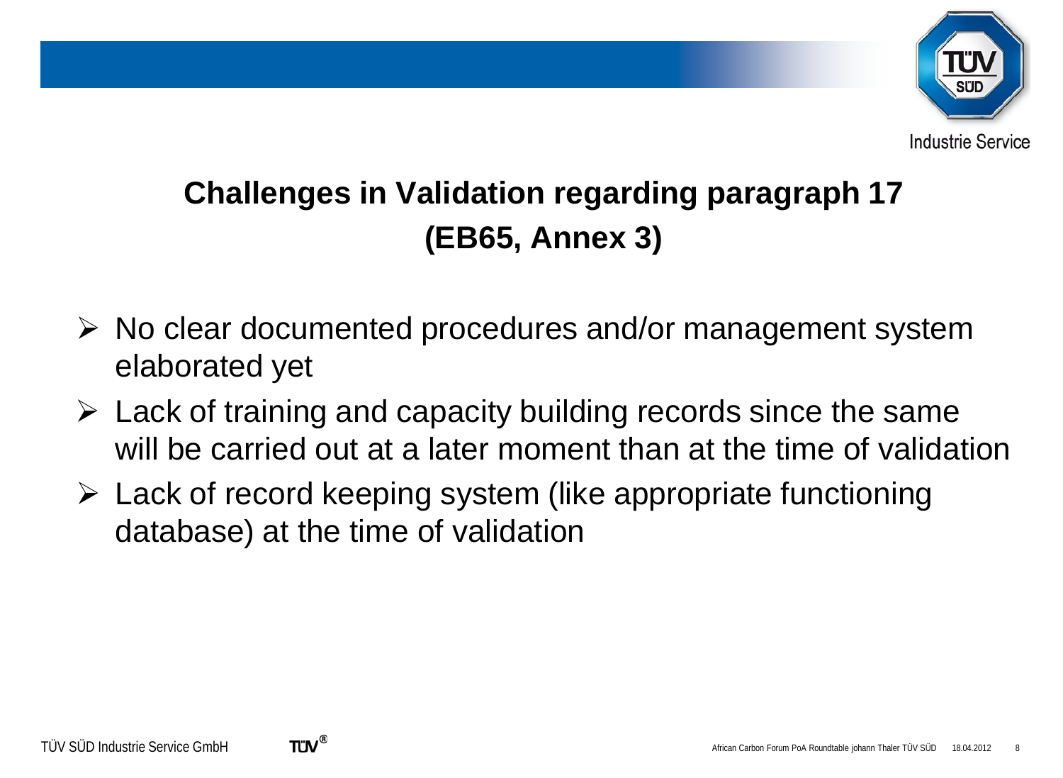# Challenges in Validation regarding paragraph 17 (EB65, Annex 3)

- No clear documented procedures and/or management system elaborated yet
- Lack of training and capacity building records since the same will be carried out at a later moment than at the time of validation
- Lack of record keeping system (like appropriate functioning database) at the time of validation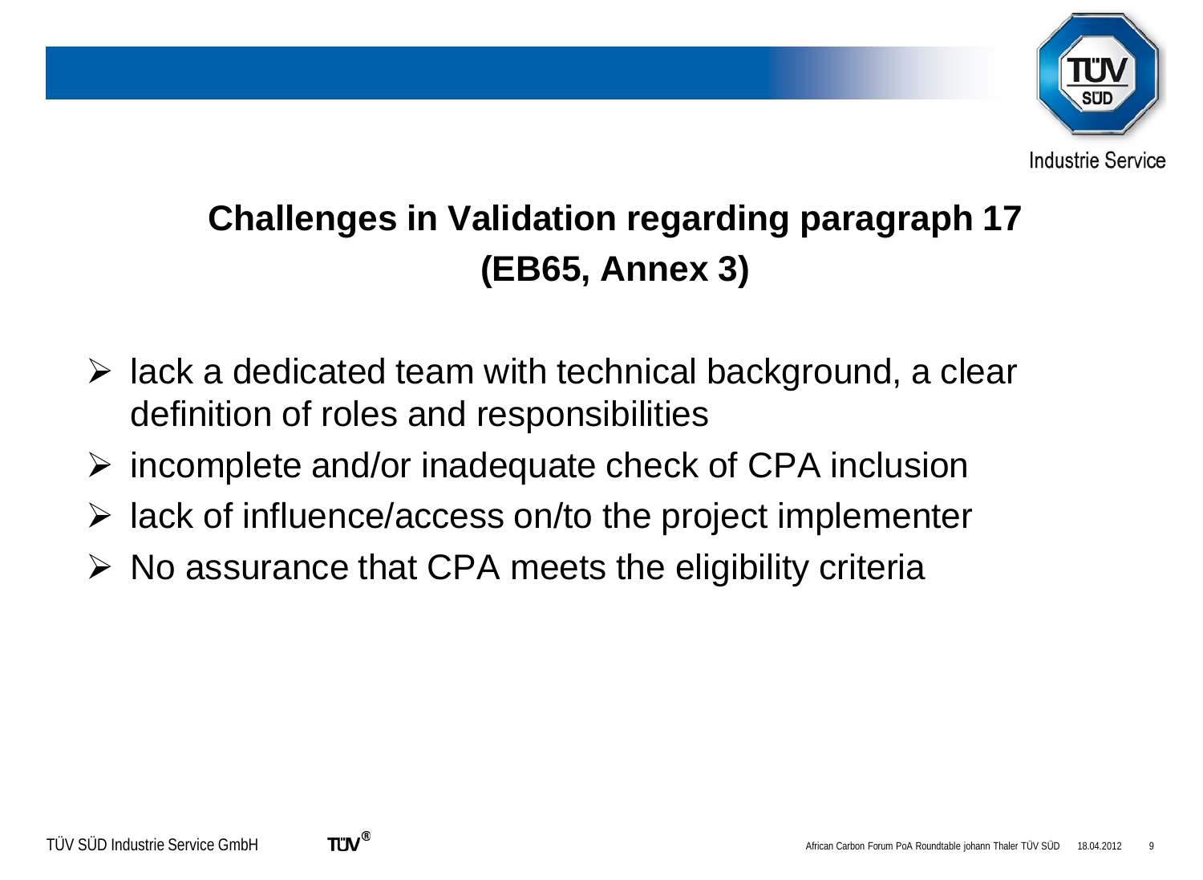# Challenges in Validation regarding paragraph 17 (EB65, Annex 3)

- lack a dedicated team with technical background, a clear definition of roles and responsibilities
- incomplete and/or inadequate check of CPA inclusion
- lack of influence/access on/to the project implementer
- No assurance that CPA meets the eligibility criteria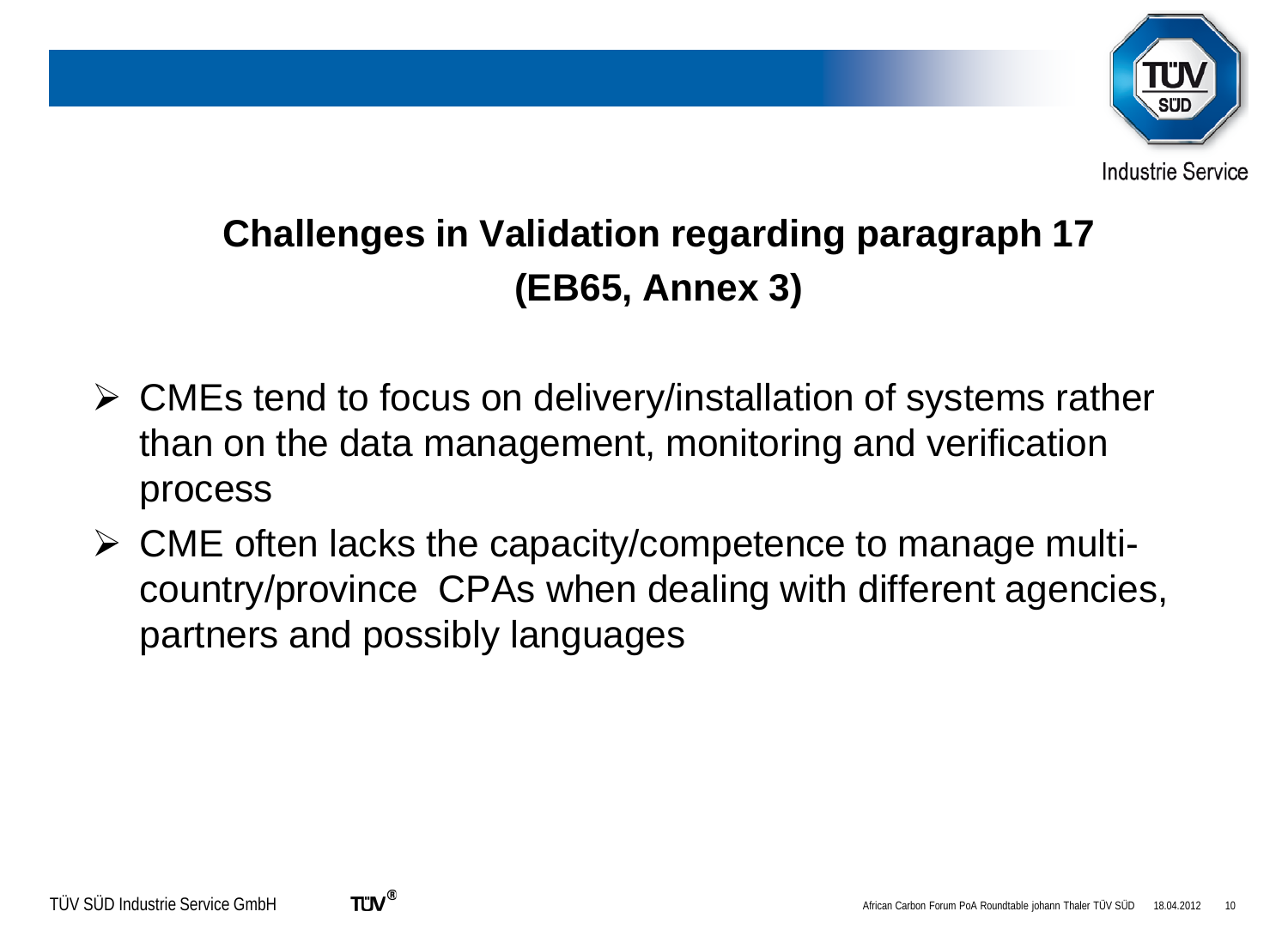# Challenges in Validation regarding paragraph 17 (EB65, Annex 3)

- CMEs tend to focus on delivery/installation of systems rather than on the data management, monitoring and verification process
- CME often lacks the capacity/competence to manage multi-country/province CPAs when dealing with different agencies, partners and possibly languages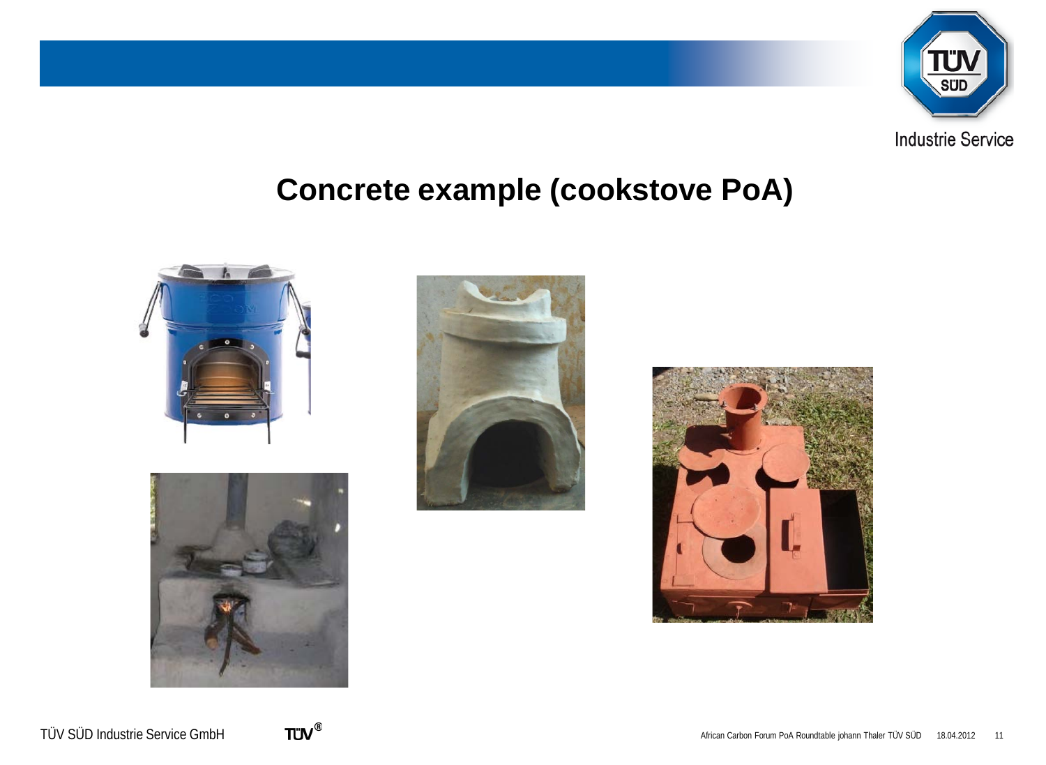# Concrete example (cookstove PoA)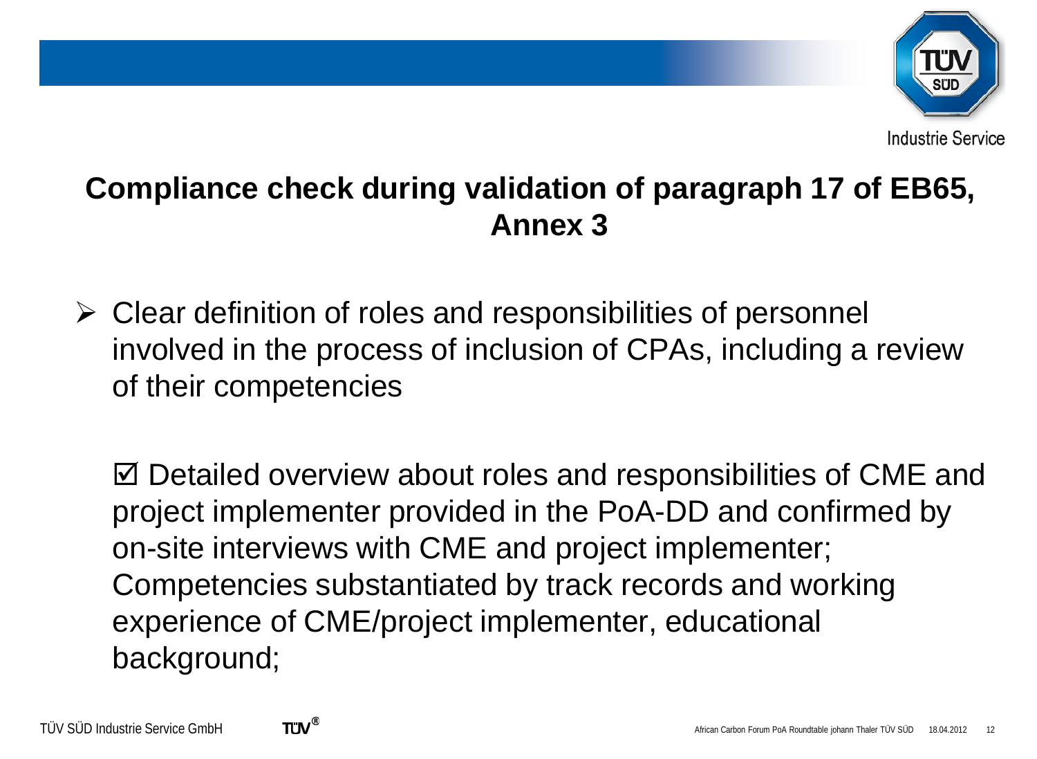# Compliance check during validation of paragraph 17 of EB65, Annex 3

- Clear definition of roles and responsibilities of personnel involved in the process of inclusion of CPAs, including a review of their competencies

  ☑ Detailed overview about roles and responsibilities of CME and project implementer provided in the PoA-DD and confirmed by on-site interviews with CME and project implementer; Competencies substantiated by track records and working experience of CME/project implementer, educational background;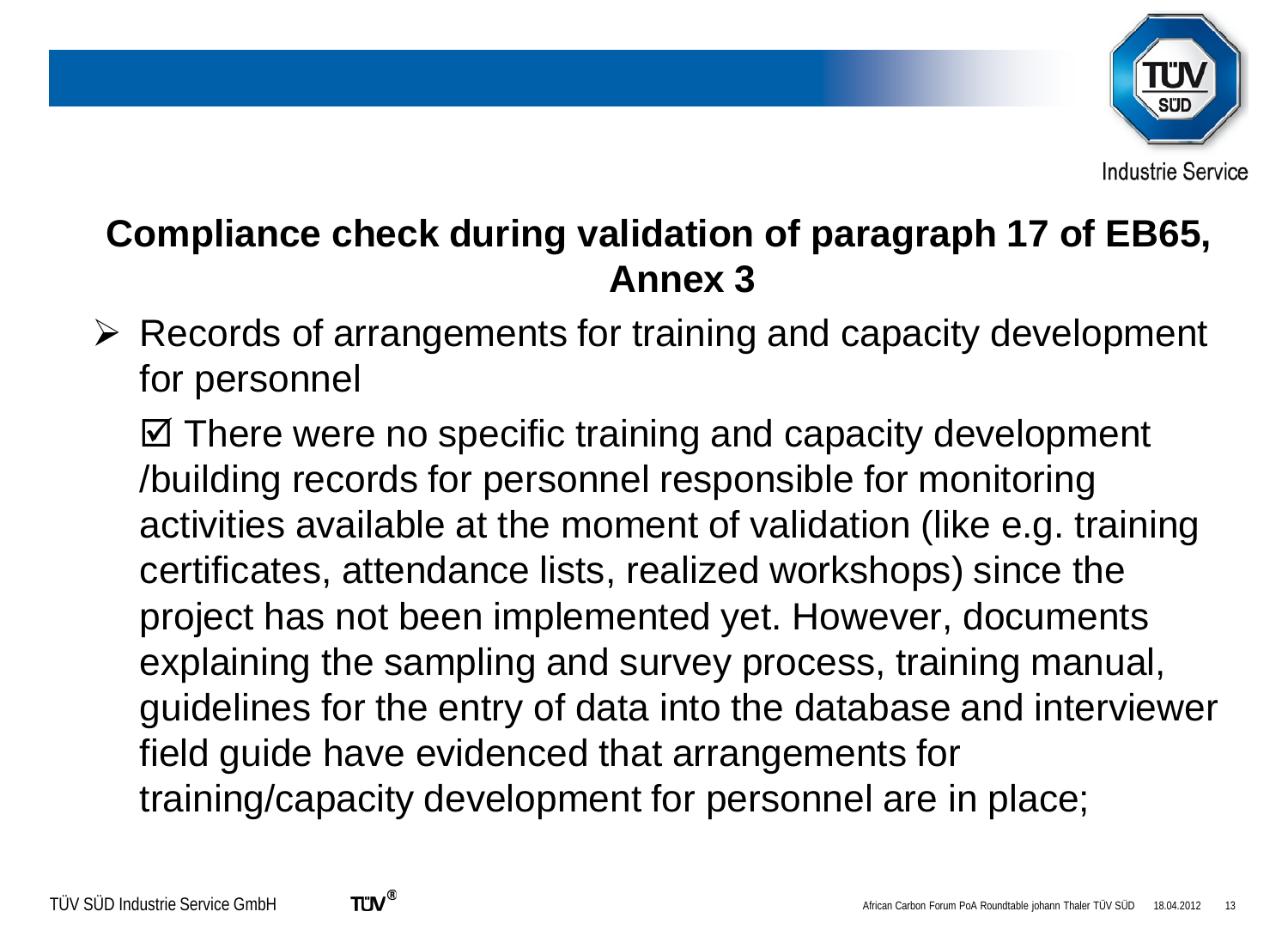## Compliance check during validation of paragraph 17 of EB65, Annex 3

- Records of arrangements for training and capacity development for personnel

  ☑ There were no specific training and capacity development /building records for personnel responsible for monitoring activities available at the moment of validation (like e.g. training certificates, attendance lists, realized workshops) since the project has not been implemented yet. However, documents explaining the sampling and survey process, training manual, guidelines for the entry of data into the database and interviewer field guide have evidenced that arrangements for training/capacity development for personnel are in place;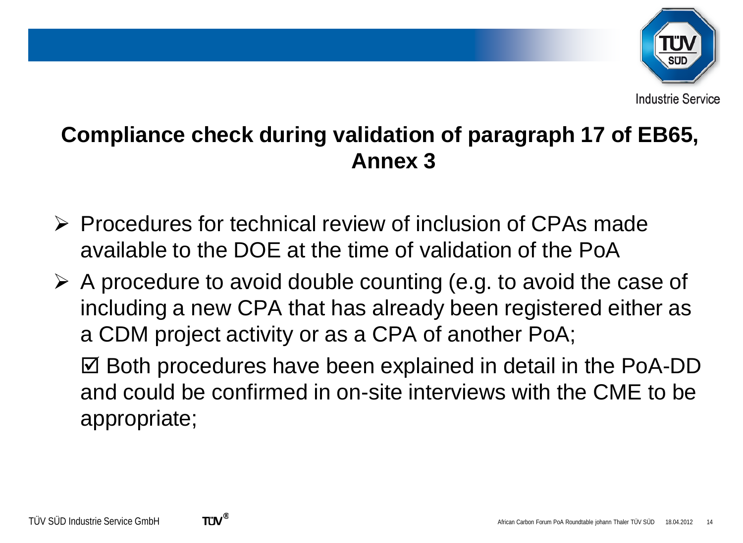## Compliance check during validation of paragraph 17 of EB65, Annex 3

- Procedures for technical review of inclusion of CPAs made available to the DOE at the time of validation of the PoA
- A procedure to avoid double counting (e.g. to avoid the case of including a new CPA that has already been registered either as a CDM project activity or as a CPA of another PoA;

  ☑ Both procedures have been explained in detail in the PoA-DD and could be confirmed in on-site interviews with the CME to be appropriate;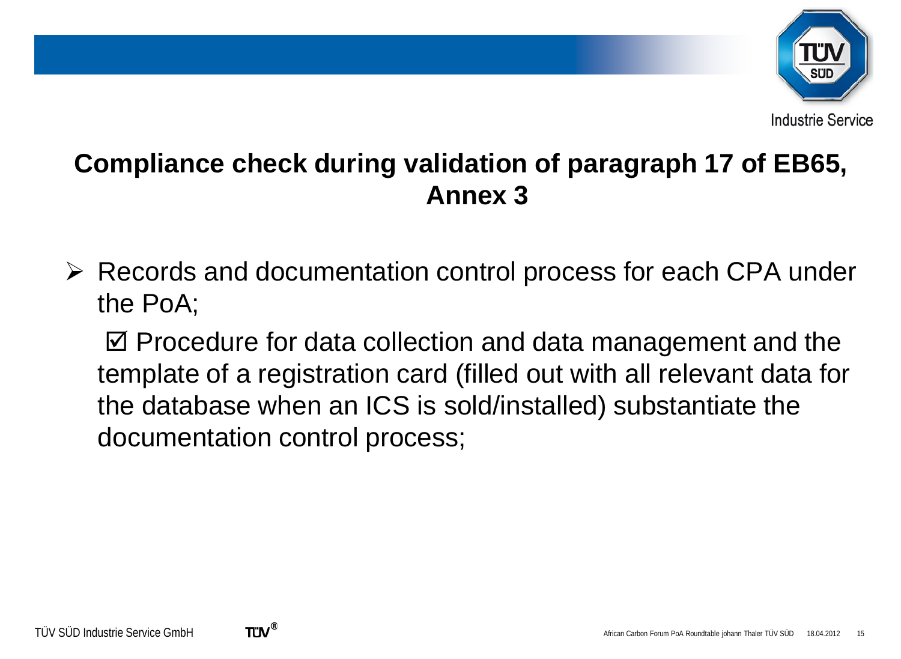# Compliance check during validation of paragraph 17 of EB65, Annex 3

- Records and documentation control process for each CPA under the PoA;

  ☑ Procedure for data collection and data management and the template of a registration card (filled out with all relevant data for the database when an ICS is sold/installed) substantiate the documentation control process;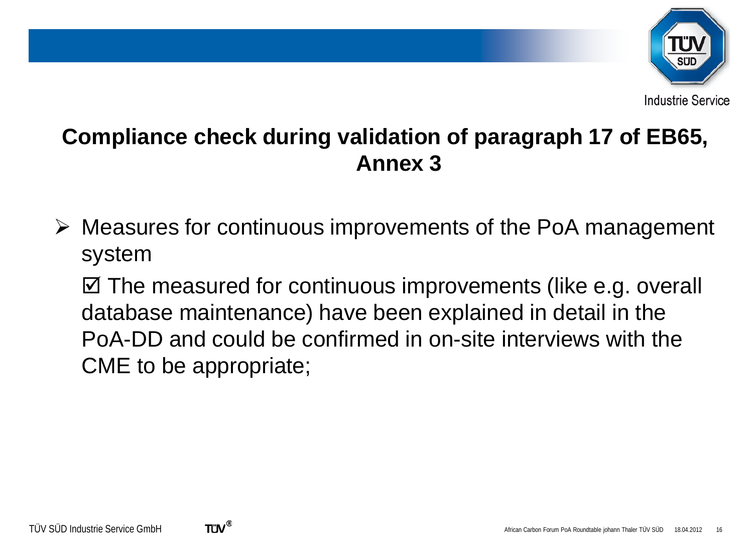# Compliance check during validation of paragraph 17 of EB65, Annex 3

- Measures for continuous improvements of the PoA management system

  ☑ The measured for continuous improvements (like e.g. overall database maintenance) have been explained in detail in the PoA-DD and could be confirmed in on-site interviews with the CME to be appropriate;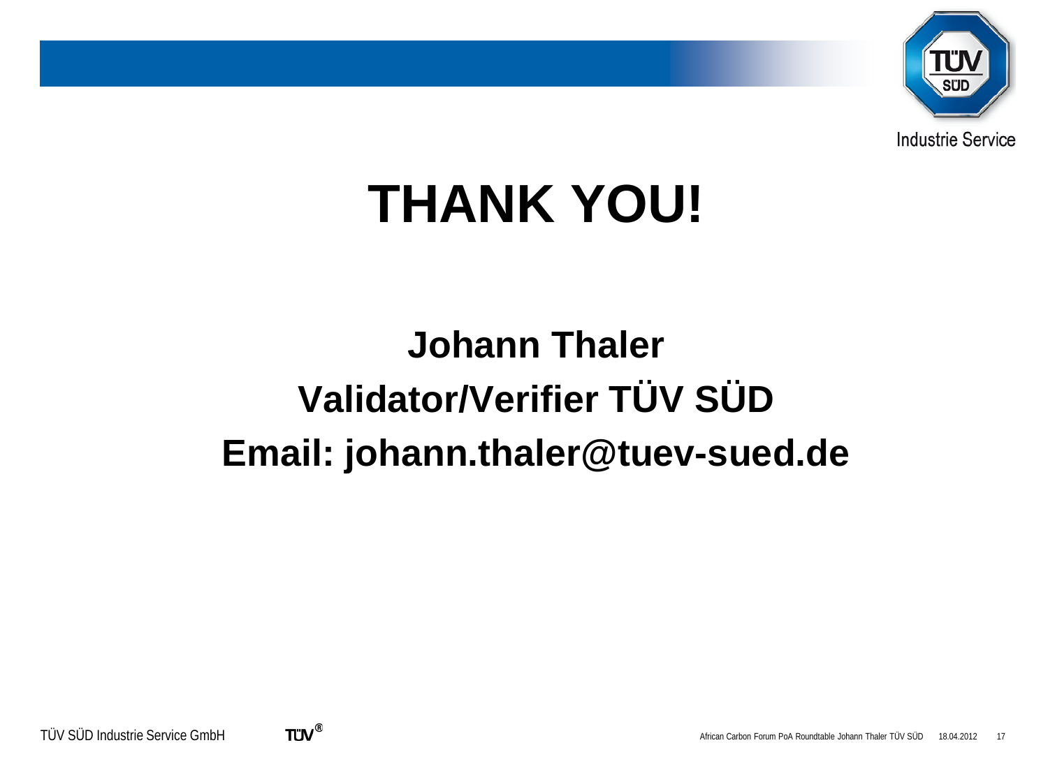# THANK YOU!

**Johann Thaler**

**Validator/Verifier TÜV SÜD**

**Email: johann.thaler@tuev-sued.de**